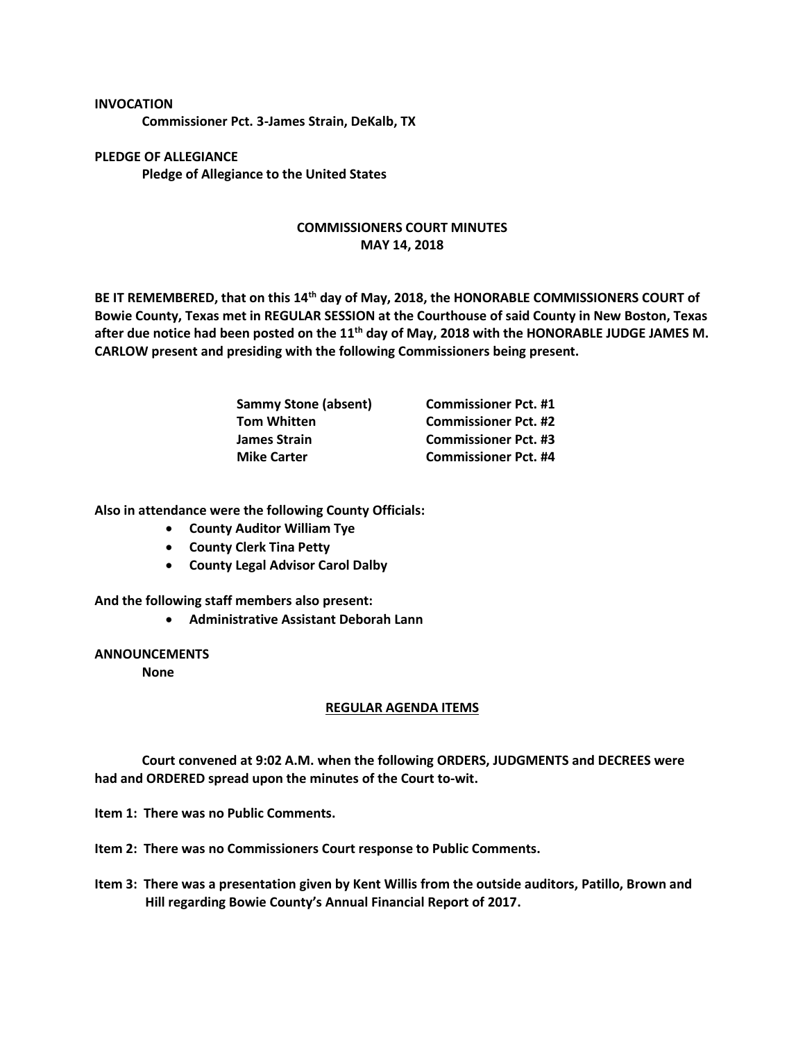**INVOCATION**

**Commissioner Pct. 3-James Strain, DeKalb, TX**

**PLEDGE OF ALLEGIANCE**

**Pledge of Allegiance to the United States**

## COMMISSIONERS COURT MINUTES
## MAY 14, 2018

**BE IT REMEMBERED, that on this 14th day of May, 2018, the HONORABLE COMMISSIONERS COURT of Bowie County, Texas met in REGULAR SESSION at the Courthouse of said County in New Boston, Texas after due notice had been posted on the 11th day of May, 2018 with the HONORABLE JUDGE JAMES M. CARLOW present and presiding with the following Commissioners being present.**

| | |
|---|---|
| **Sammy Stone (absent)** | **Commissioner Pct. #1** |
| **Tom Whitten** | **Commissioner Pct. #2** |
| **James Strain** | **Commissioner Pct. #3** |
| **Mike Carter** | **Commissioner Pct. #4** |

**Also in attendance were the following County Officials:**

- **County Auditor William Tye**
- **County Clerk Tina Petty**
- **County Legal Advisor Carol Dalby**

**And the following staff members also present:**

- **Administrative Assistant Deborah Lann**

**ANNOUNCEMENTS**

**None**

**REGULAR AGENDA ITEMS**

**Court convened at 9:02 A.M. when the following ORDERS, JUDGMENTS and DECREES were had and ORDERED spread upon the minutes of the Court to-wit.**

**Item 1: There was no Public Comments.**

**Item 2: There was no Commissioners Court response to Public Comments.**

**Item 3: There was a presentation given by Kent Willis from the outside auditors, Patillo, Brown and Hill regarding Bowie County's Annual Financial Report of 2017.**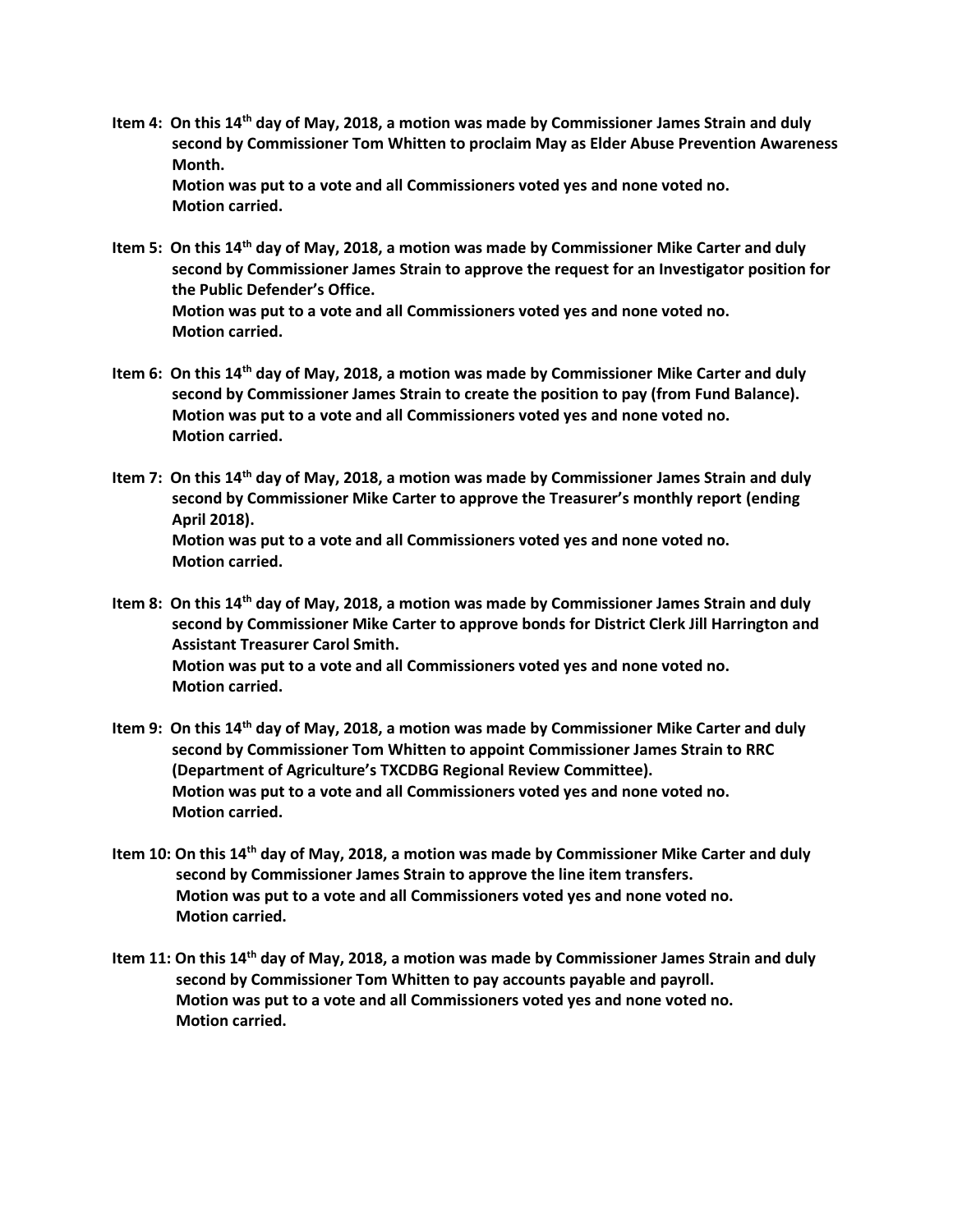**Item 4: On this 14th day of May, 2018, a motion was made by Commissioner James Strain and duly second by Commissioner Tom Whitten to proclaim May as Elder Abuse Prevention Awareness Month.**
**Motion was put to a vote and all Commissioners voted yes and none voted no.**
**Motion carried.**

**Item 5: On this 14th day of May, 2018, a motion was made by Commissioner Mike Carter and duly second by Commissioner James Strain to approve the request for an Investigator position for the Public Defender's Office.**
**Motion was put to a vote and all Commissioners voted yes and none voted no.**
**Motion carried.**

**Item 6: On this 14th day of May, 2018, a motion was made by Commissioner Mike Carter and duly second by Commissioner James Strain to create the position to pay (from Fund Balance).**
**Motion was put to a vote and all Commissioners voted yes and none voted no.**
**Motion carried.**

**Item 7: On this 14th day of May, 2018, a motion was made by Commissioner James Strain and duly second by Commissioner Mike Carter to approve the Treasurer's monthly report (ending April 2018).**
**Motion was put to a vote and all Commissioners voted yes and none voted no.**
**Motion carried.**

**Item 8: On this 14th day of May, 2018, a motion was made by Commissioner James Strain and duly second by Commissioner Mike Carter to approve bonds for District Clerk Jill Harrington and Assistant Treasurer Carol Smith.**
**Motion was put to a vote and all Commissioners voted yes and none voted no.**
**Motion carried.**

**Item 9: On this 14th day of May, 2018, a motion was made by Commissioner Mike Carter and duly second by Commissioner Tom Whitten to appoint Commissioner James Strain to RRC (Department of Agriculture's TXCDBG Regional Review Committee).**
**Motion was put to a vote and all Commissioners voted yes and none voted no.**
**Motion carried.**

**Item 10: On this 14th day of May, 2018, a motion was made by Commissioner Mike Carter and duly second by Commissioner James Strain to approve the line item transfers.**
**Motion was put to a vote and all Commissioners voted yes and none voted no.**
**Motion carried.**

**Item 11: On this 14th day of May, 2018, a motion was made by Commissioner James Strain and duly second by Commissioner Tom Whitten to pay accounts payable and payroll.**
**Motion was put to a vote and all Commissioners voted yes and none voted no.**
**Motion carried.**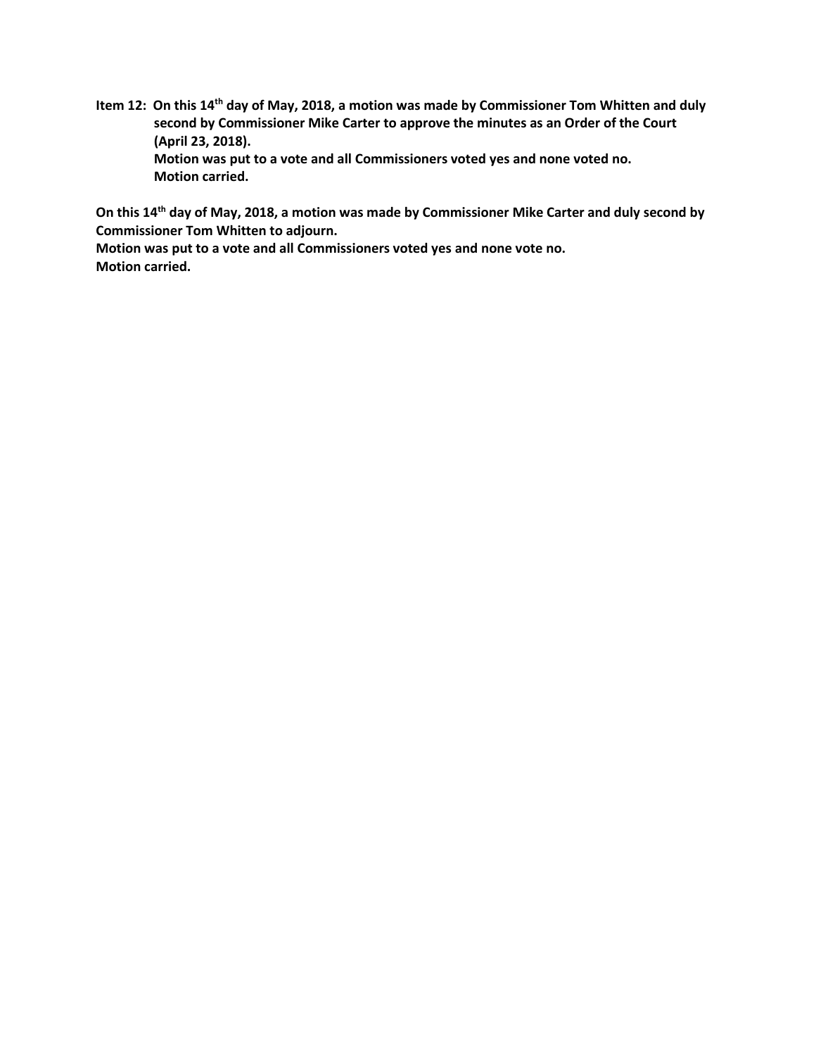**Item 12: On this 14th day of May, 2018, a motion was made by Commissioner Tom Whitten and duly second by Commissioner Mike Carter to approve the minutes as an Order of the Court (April 23, 2018).**
**Motion was put to a vote and all Commissioners voted yes and none voted no.**
**Motion carried.**

**On this 14th day of May, 2018, a motion was made by Commissioner Mike Carter and duly second by Commissioner Tom Whitten to adjourn.**
**Motion was put to a vote and all Commissioners voted yes and none vote no.**
**Motion carried.**